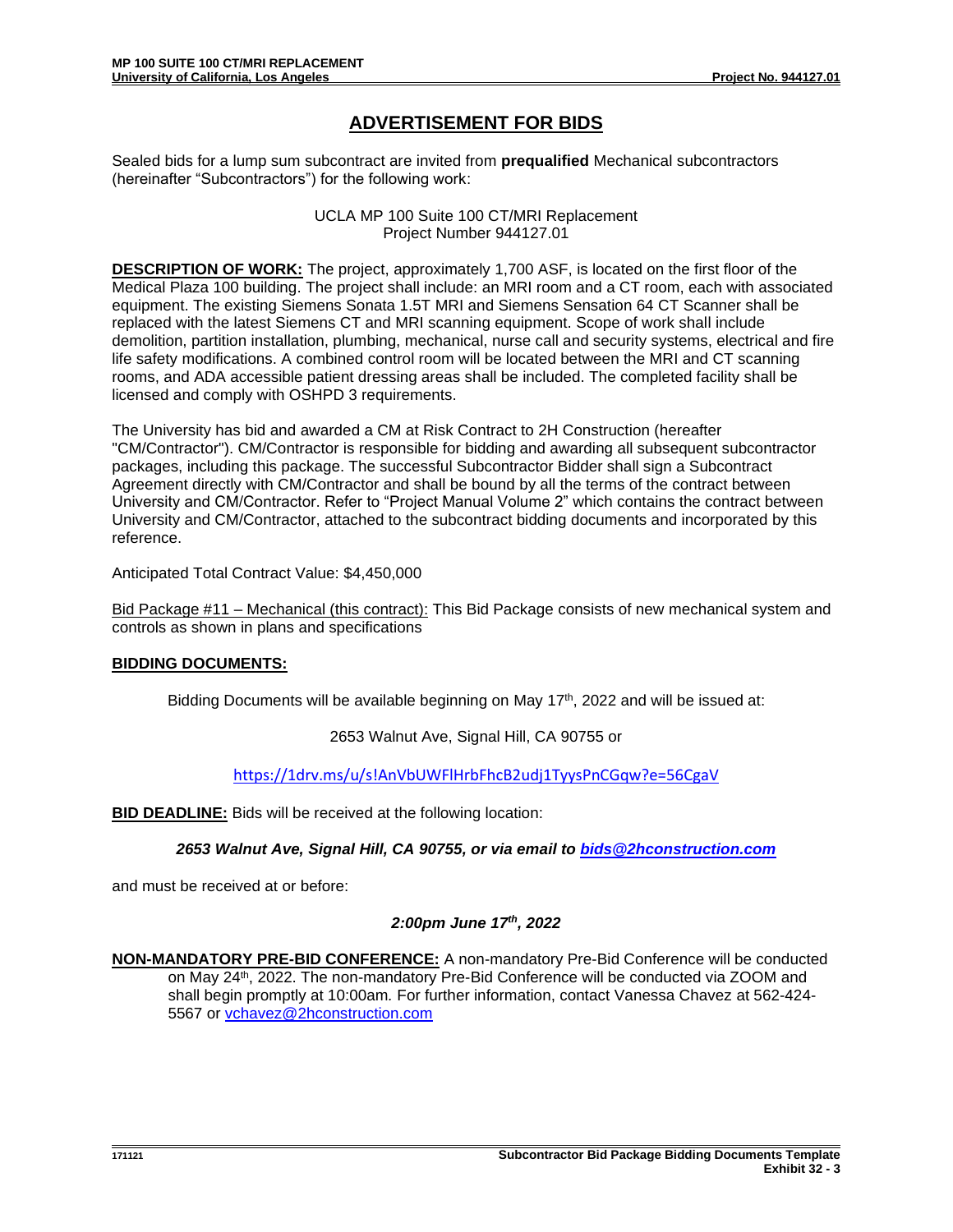# ADVERTISEMENT FOR BIDS

Sealed bids for a lump sum subcontract are invited from **prequalified** Mechanical subcontractors (hereinafter "Subcontractors") for the following work:

UCLA MP 100 Suite 100 CT/MRI Replacement
Project Number 944127.01

**DESCRIPTION OF WORK:** The project, approximately 1,700 ASF, is located on the first floor of the Medical Plaza 100 building. The project shall include: an MRI room and a CT room, each with associated equipment. The existing Siemens Sonata 1.5T MRI and Siemens Sensation 64 CT Scanner shall be replaced with the latest Siemens CT and MRI scanning equipment. Scope of work shall include demolition, partition installation, plumbing, mechanical, nurse call and security systems, electrical and fire life safety modifications. A combined control room will be located between the MRI and CT scanning rooms, and ADA accessible patient dressing areas shall be included. The completed facility shall be licensed and comply with OSHPD 3 requirements.

The University has bid and awarded a CM at Risk Contract to 2H Construction (hereafter "CM/Contractor"). CM/Contractor is responsible for bidding and awarding all subsequent subcontractor packages, including this package. The successful Subcontractor Bidder shall sign a Subcontract Agreement directly with CM/Contractor and shall be bound by all the terms of the contract between University and CM/Contractor. Refer to "Project Manual Volume 2" which contains the contract between University and CM/Contractor, attached to the subcontract bidding documents and incorporated by this reference.

Anticipated Total Contract Value: $4,450,000

Bid Package #11 – Mechanical (this contract): This Bid Package consists of new mechanical system and controls as shown in plans and specifications

**BIDDING DOCUMENTS:**

Bidding Documents will be available beginning on May 17th, 2022 and will be issued at:

2653 Walnut Ave, Signal Hill, CA 90755 or

https://1drv.ms/u/s!AnVbUWFlHrbFhcB2udj1TyysPnCGqw?e=56CgaV

**BID DEADLINE:** Bids will be received at the following location:

***2653 Walnut Ave, Signal Hill, CA 90755, or via email to bids@2hconstruction.com***

and must be received at or before:

***2:00pm June 17th, 2022***

**NON-MANDATORY PRE-BID CONFERENCE:** A non-mandatory Pre-Bid Conference will be conducted on May 24th, 2022. The non-mandatory Pre-Bid Conference will be conducted via ZOOM and shall begin promptly at 10:00am. For further information, contact Vanessa Chavez at 562-424-5567 or vchavez@2hconstruction.com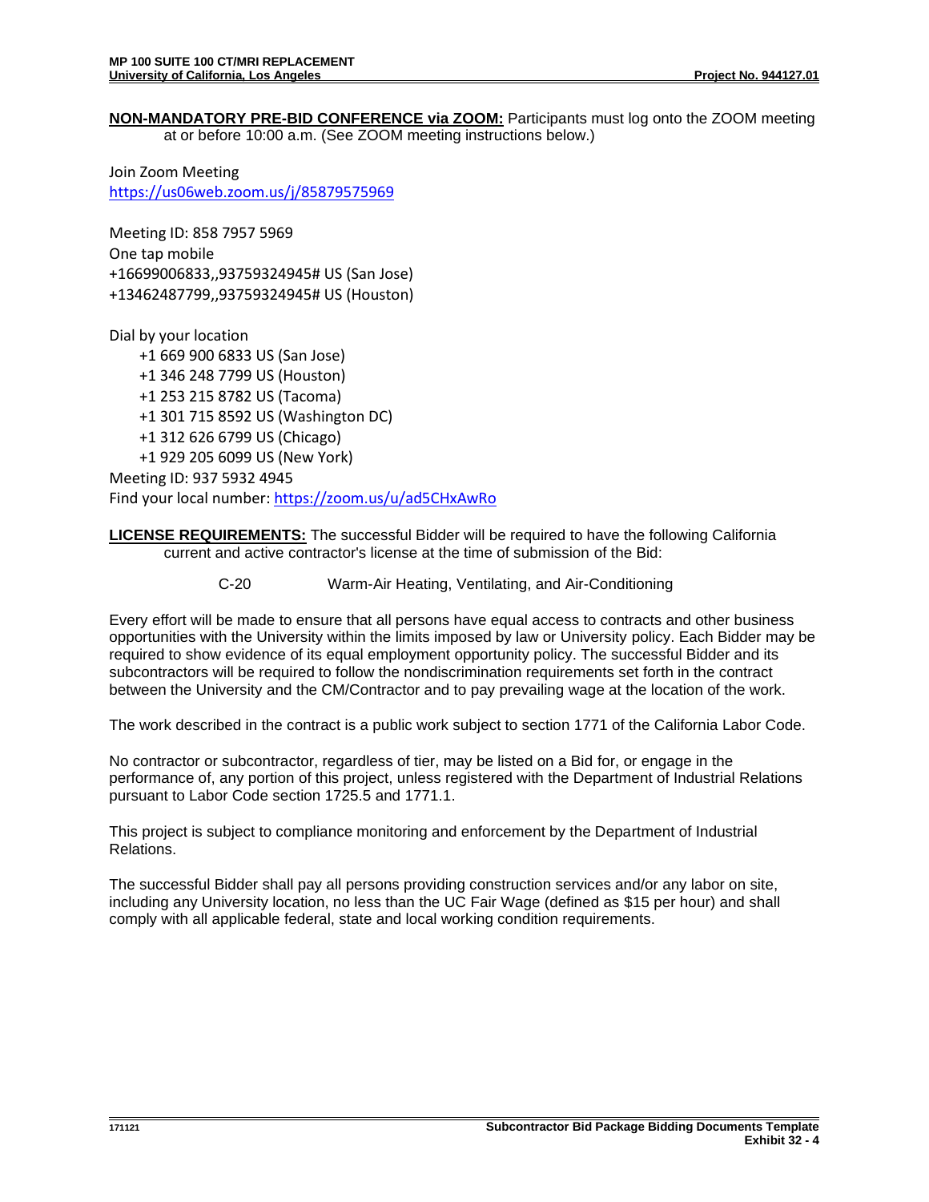**NON-MANDATORY PRE-BID CONFERENCE via ZOOM:** Participants must log onto the ZOOM meeting at or before 10:00 a.m. (See ZOOM meeting instructions below.)

Join Zoom Meeting
https://us06web.zoom.us/j/85879575969

Meeting ID: 858 7957 5969
One tap mobile
+16699006833,,93759324945# US (San Jose)
+13462487799,,93759324945# US (Houston)

Dial by your location
+1 669 900 6833 US (San Jose)
+1 346 248 7799 US (Houston)
+1 253 215 8782 US (Tacoma)
+1 301 715 8592 US (Washington DC)
+1 312 626 6799 US (Chicago)
+1 929 205 6099 US (New York)
Meeting ID: 937 5932 4945
Find your local number: https://zoom.us/u/ad5CHxAwRo

**LICENSE REQUIREMENTS:** The successful Bidder will be required to have the following California current and active contractor's license at the time of submission of the Bid:

C-20 Warm-Air Heating, Ventilating, and Air-Conditioning

Every effort will be made to ensure that all persons have equal access to contracts and other business opportunities with the University within the limits imposed by law or University policy. Each Bidder may be required to show evidence of its equal employment opportunity policy. The successful Bidder and its subcontractors will be required to follow the nondiscrimination requirements set forth in the contract between the University and the CM/Contractor and to pay prevailing wage at the location of the work.

The work described in the contract is a public work subject to section 1771 of the California Labor Code.

No contractor or subcontractor, regardless of tier, may be listed on a Bid for, or engage in the performance of, any portion of this project, unless registered with the Department of Industrial Relations pursuant to Labor Code section 1725.5 and 1771.1.

This project is subject to compliance monitoring and enforcement by the Department of Industrial Relations.

The successful Bidder shall pay all persons providing construction services and/or any labor on site, including any University location, no less than the UC Fair Wage (defined as $15 per hour) and shall comply with all applicable federal, state and local working condition requirements.